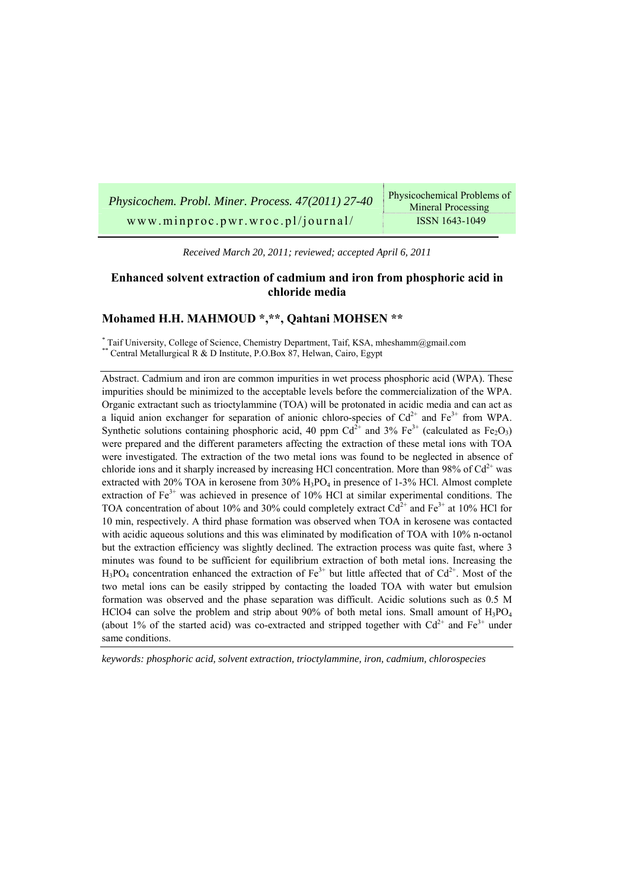*Received March 20, 2011; reviewed; accepted April 6, 2011*

# Enhanced solvent extraction of cadmium and iron from phosphoric acid in chloride media

## Mohamed H.H. MAHMOUD *,**, Qahtani MOHSEN **

[*] Taif University, College of Science, Chemistry Department, Taif, KSA, mheshamm@gmail.com
[**] Central Metallurgical R & D Institute, P.O.Box 87, Helwan, Cairo, Egypt

Abstract. Cadmium and iron are common impurities in wet process phosphoric acid (WPA). These impurities should be minimized to the acceptable levels before the commercialization of the WPA. Organic extractant such as trioctylammine (TOA) will be protonated in acidic media and can act as a liquid anion exchanger for separation of anionic chloro-species of $Cd^{2+}$ and $Fe^{3+}$ from WPA. Synthetic solutions containing phosphoric acid, 40 ppm $Cd^{2+}$ and 3% $Fe^{3+}$ (calculated as $Fe_2O_3$) were prepared and the different parameters affecting the extraction of these metal ions with TOA were investigated. The extraction of the two metal ions was found to be neglected in absence of chloride ions and it sharply increased by increasing HCl concentration. More than 98% of $Cd^{2+}$ was extracted with 20% TOA in kerosene from 30% $H_3PO_4$ in presence of 1-3% HCl. Almost complete extraction of $Fe^{3+}$ was achieved in presence of 10% HCl at similar experimental conditions. The TOA concentration of about 10% and 30% could completely extract $Cd^{2+}$ and $Fe^{3+}$ at 10% HCl for 10 min, respectively. A third phase formation was observed when TOA in kerosene was contacted with acidic aqueous solutions and this was eliminated by modification of TOA with 10% n-octanol but the extraction efficiency was slightly declined. The extraction process was quite fast, where 3 minutes was found to be sufficient for equilibrium extraction of both metal ions. Increasing the $H_3PO_4$ concentration enhanced the extraction of $Fe^{3+}$ but little affected that of $Cd^{2+}$. Most of the two metal ions can be easily stripped by contacting the loaded TOA with water but emulsion formation was observed and the phase separation was difficult. Acidic solutions such as 0.5 M HClO4 can solve the problem and strip about 90% of both metal ions. Small amount of $H_3PO_4$ (about 1% of the started acid) was co-extracted and stripped together with $Cd^{2+}$ and $Fe^{3+}$ under same conditions.

*keywords: phosphoric acid, solvent extraction, trioctylammine, iron, cadmium, chlorospecies*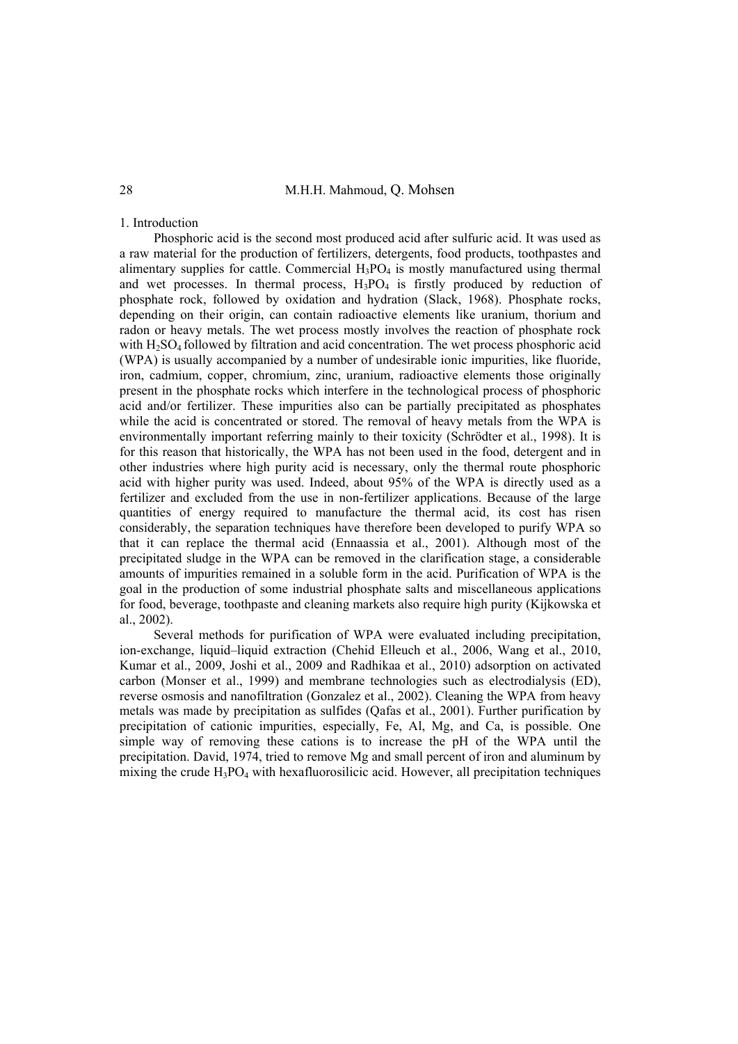## 1. Introduction

Phosphoric acid is the second most produced acid after sulfuric acid. It was used as a raw material for the production of fertilizers, detergents, food products, toothpastes and alimentary supplies for cattle. Commercial $H_3PO_4$ is mostly manufactured using thermal and wet processes. In thermal process, $H_3PO_4$ is firstly produced by reduction of phosphate rock, followed by oxidation and hydration (Slack, 1968). Phosphate rocks, depending on their origin, can contain radioactive elements like uranium, thorium and radon or heavy metals. The wet process mostly involves the reaction of phosphate rock with $H_2SO_4$ followed by filtration and acid concentration. The wet process phosphoric acid (WPA) is usually accompanied by a number of undesirable ionic impurities, like fluoride, iron, cadmium, copper, chromium, zinc, uranium, radioactive elements those originally present in the phosphate rocks which interfere in the technological process of phosphoric acid and/or fertilizer. These impurities also can be partially precipitated as phosphates while the acid is concentrated or stored. The removal of heavy metals from the WPA is environmentally important referring mainly to their toxicity (Schrödter et al., 1998). It is for this reason that historically, the WPA has not been used in the food, detergent and in other industries where high purity acid is necessary, only the thermal route phosphoric acid with higher purity was used. Indeed, about 95% of the WPA is directly used as a fertilizer and excluded from the use in non-fertilizer applications. Because of the large quantities of energy required to manufacture the thermal acid, its cost has risen considerably, the separation techniques have therefore been developed to purify WPA so that it can replace the thermal acid (Ennaassia et al., 2001). Although most of the precipitated sludge in the WPA can be removed in the clarification stage, a considerable amounts of impurities remained in a soluble form in the acid. Purification of WPA is the goal in the production of some industrial phosphate salts and miscellaneous applications for food, beverage, toothpaste and cleaning markets also require high purity (Kijkowska et al., 2002).

Several methods for purification of WPA were evaluated including precipitation, ion-exchange, liquid–liquid extraction (Chehid Elleuch et al., 2006, Wang et al., 2010, Kumar et al., 2009, Joshi et al., 2009 and Radhikaa et al., 2010) adsorption on activated carbon (Monser et al., 1999) and membrane technologies such as electrodialysis (ED), reverse osmosis and nanofiltration (Gonzalez et al., 2002). Cleaning the WPA from heavy metals was made by precipitation as sulfides (Qafas et al., 2001). Further purification by precipitation of cationic impurities, especially, Fe, Al, Mg, and Ca, is possible. One simple way of removing these cations is to increase the pH of the WPA until the precipitation. David, 1974, tried to remove Mg and small percent of iron and aluminum by mixing the crude $H_3PO_4$ with hexafluorosilicic acid. However, all precipitation techniques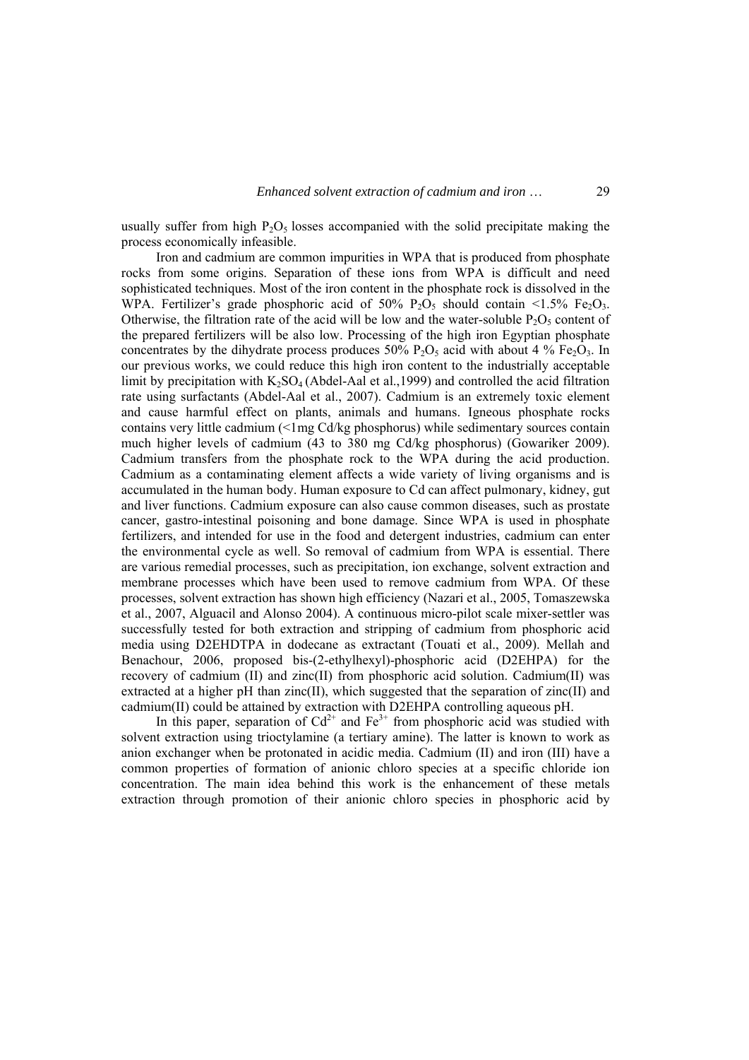usually suffer from high $P_2O_5$ losses accompanied with the solid precipitate making the process economically infeasible.

Iron and cadmium are common impurities in WPA that is produced from phosphate rocks from some origins. Separation of these ions from WPA is difficult and need sophisticated techniques. Most of the iron content in the phosphate rock is dissolved in the WPA. Fertilizer's grade phosphoric acid of 50% $P_2O_5$ should contain <1.5% $Fe_2O_3$. Otherwise, the filtration rate of the acid will be low and the water-soluble $P_2O_5$ content of the prepared fertilizers will be also low. Processing of the high iron Egyptian phosphate concentrates by the dihydrate process produces 50% $P_2O_5$ acid with about 4 % $Fe_2O_3$. In our previous works, we could reduce this high iron content to the industrially acceptable limit by precipitation with $K_2SO_4$ (Abdel-Aal et al.,1999) and controlled the acid filtration rate using surfactants (Abdel-Aal et al., 2007). Cadmium is an extremely toxic element and cause harmful effect on plants, animals and humans. Igneous phosphate rocks contains very little cadmium (<1mg Cd/kg phosphorus) while sedimentary sources contain much higher levels of cadmium (43 to 380 mg Cd/kg phosphorus) (Gowariker 2009). Cadmium transfers from the phosphate rock to the WPA during the acid production. Cadmium as a contaminating element affects a wide variety of living organisms and is accumulated in the human body. Human exposure to Cd can affect pulmonary, kidney, gut and liver functions. Cadmium exposure can also cause common diseases, such as prostate cancer, gastro-intestinal poisoning and bone damage. Since WPA is used in phosphate fertilizers, and intended for use in the food and detergent industries, cadmium can enter the environmental cycle as well. So removal of cadmium from WPA is essential. There are various remedial processes, such as precipitation, ion exchange, solvent extraction and membrane processes which have been used to remove cadmium from WPA. Of these processes, solvent extraction has shown high efficiency (Nazari et al., 2005, Tomaszewska et al., 2007, Alguacil and Alonso 2004). A continuous micro-pilot scale mixer-settler was successfully tested for both extraction and stripping of cadmium from phosphoric acid media using D2EHDTPA in dodecane as extractant (Touati et al., 2009). Mellah and Benachour, 2006, proposed bis-(2-ethylhexyl)-phosphoric acid (D2EHPA) for the recovery of cadmium (II) and zinc(II) from phosphoric acid solution. Cadmium(II) was extracted at a higher pH than zinc(II), which suggested that the separation of zinc(II) and cadmium(II) could be attained by extraction with D2EHPA controlling aqueous pH.

In this paper, separation of $Cd^{2+}$ and $Fe^{3+}$ from phosphoric acid was studied with solvent extraction using trioctylamine (a tertiary amine). The latter is known to work as anion exchanger when be protonated in acidic media. Cadmium (II) and iron (III) have a common properties of formation of anionic chloro species at a specific chloride ion concentration. The main idea behind this work is the enhancement of these metals extraction through promotion of their anionic chloro species in phosphoric acid by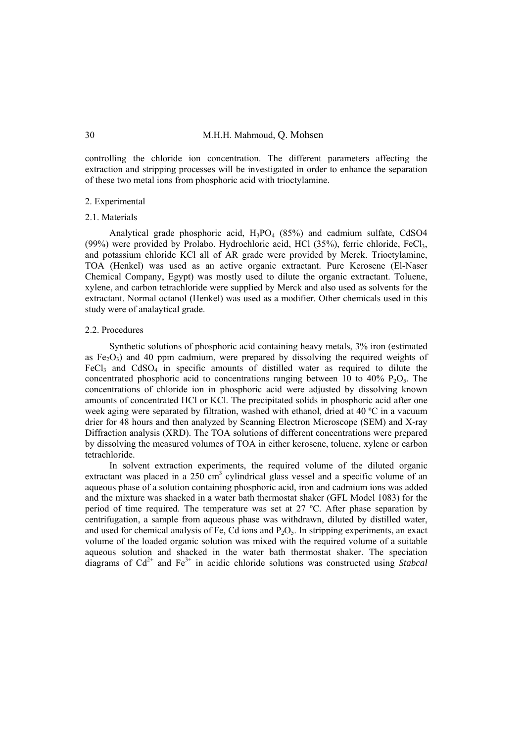controlling the chloride ion concentration. The different parameters affecting the extraction and stripping processes will be investigated in order to enhance the separation of these two metal ions from phosphoric acid with trioctylamine.

## 2. Experimental

### 2.1. Materials

Analytical grade phosphoric acid, $H_3PO_4$ (85%) and cadmium sulfate, CdSO4 (99%) were provided by Prolabo. Hydrochloric acid, HCl (35%), ferric chloride, $FeCl_3$, and potassium chloride KCl all of AR grade were provided by Merck. Trioctylamine, TOA (Henkel) was used as an active organic extractant. Pure Kerosene (El-Naser Chemical Company, Egypt) was mostly used to dilute the organic extractant. Toluene, xylene, and carbon tetrachloride were supplied by Merck and also used as solvents for the extractant. Normal octanol (Henkel) was used as a modifier. Other chemicals used in this study were of analaytical grade.

### 2.2. Procedures

Synthetic solutions of phosphoric acid containing heavy metals, 3% iron (estimated as $Fe_2O_3$) and 40 ppm cadmium, were prepared by dissolving the required weights of $FeCl_3$ and $CdSO_4$ in specific amounts of distilled water as required to dilute the concentrated phosphoric acid to concentrations ranging between 10 to 40% $P_2O_5$. The concentrations of chloride ion in phosphoric acid were adjusted by dissolving known amounts of concentrated HCl or KCl. The precipitated solids in phosphoric acid after one week aging were separated by filtration, washed with ethanol, dried at 40 ºC in a vacuum drier for 48 hours and then analyzed by Scanning Electron Microscope (SEM) and X-ray Diffraction analysis (XRD). The TOA solutions of different concentrations were prepared by dissolving the measured volumes of TOA in either kerosene, toluene, xylene or carbon tetrachloride.

In solvent extraction experiments, the required volume of the diluted organic extractant was placed in a 250 $cm^3$ cylindrical glass vessel and a specific volume of an aqueous phase of a solution containing phosphoric acid, iron and cadmium ions was added and the mixture was shacked in a water bath thermostat shaker (GFL Model 1083) for the period of time required. The temperature was set at 27 ºC. After phase separation by centrifugation, a sample from aqueous phase was withdrawn, diluted by distilled water, and used for chemical analysis of Fe, Cd ions and $P_2O_5$. In stripping experiments, an exact volume of the loaded organic solution was mixed with the required volume of a suitable aqueous solution and shacked in the water bath thermostat shaker. The speciation diagrams of $Cd^{2+}$ and $Fe^{3+}$ in acidic chloride solutions was constructed using *Stabcal*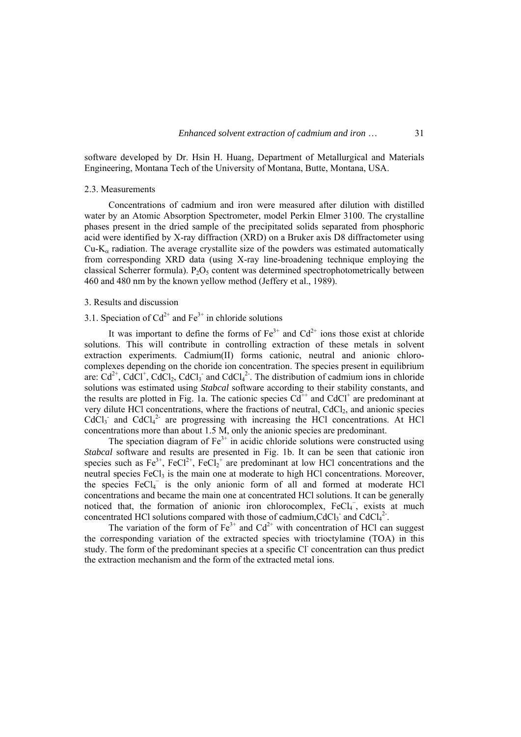software developed by Dr. Hsin H. Huang, Department of Metallurgical and Materials Engineering, Montana Tech of the University of Montana, Butte, Montana, USA.

### 2.3. Measurements

Concentrations of cadmium and iron were measured after dilution with distilled water by an Atomic Absorption Spectrometer, model Perkin Elmer 3100. The crystalline phases present in the dried sample of the precipitated solids separated from phosphoric acid were identified by X-ray diffraction (XRD) on a Bruker axis D8 diffractometer using Cu-$K_{\alpha}$ radiation. The average crystallite size of the powders was estimated automatically from corresponding XRD data (using X-ray line-broadening technique employing the classical Scherrer formula). $P_2O_5$ content was determined spectrophotometrically between 460 and 480 nm by the known yellow method (Jeffery et al., 1989).

## 3. Results and discussion

### 3.1. Speciation of $Cd^{2+}$ and $Fe^{3+}$ in chloride solutions

It was important to define the forms of $Fe^{3+}$ and $Cd^{2+}$ ions those exist at chloride solutions. This will contribute in controlling extraction of these metals in solvent extraction experiments. Cadmium(II) forms cationic, neutral and anionic chloro-complexes depending on the choride ion concentration. The species present in equilibrium are: $Cd^{2+}$, $CdCl^{+}$, $CdCl_2$, $CdCl_3^{-}$ and $CdCl_4^{2-}$. The distribution of cadmium ions in chloride solutions was estimated using *Stabcal* software according to their stability constants, and the results are plotted in Fig. 1a. The cationic species $Cd^{++}$ and $CdCl^{+}$ are predominant at very dilute HCl concentrations, where the fractions of neutral, $CdCl_2$, and anionic species $CdCl_3^{-}$ and $CdCl_4^{2-}$ are progressing with increasing the HCl concentrations. At HCl concentrations more than about 1.5 M, only the anionic species are predominant.

The speciation diagram of $Fe^{3+}$ in acidic chloride solutions were constructed using *Stabcal* software and results are presented in Fig. 1b. It can be seen that cationic iron species such as $Fe^{3+}$, $FeCl^{2+}$, $FeCl_2^{+}$ are predominant at low HCl concentrations and the neutral species $FeCl_3$ is the main one at moderate to high HCl concentrations. Moreover, the species $FeCl_4^{-}$ is the only anionic form of all and formed at moderate HCl concentrations and became the main one at concentrated HCl solutions. It can be generally noticed that, the formation of anionic iron chlorocomplex, $FeCl_4^{-}$, exists at much concentrated HCl solutions compared with those of cadmium,$CdCl_3^{-}$ and $CdCl_4^{2-}$.

The variation of the form of $Fe^{3+}$ and $Cd^{2+}$ with concentration of HCl can suggest the corresponding variation of the extracted species with trioctylamine (TOA) in this study. The form of the predominant species at a specific $Cl^{-}$ concentration can thus predict the extraction mechanism and the form of the extracted metal ions.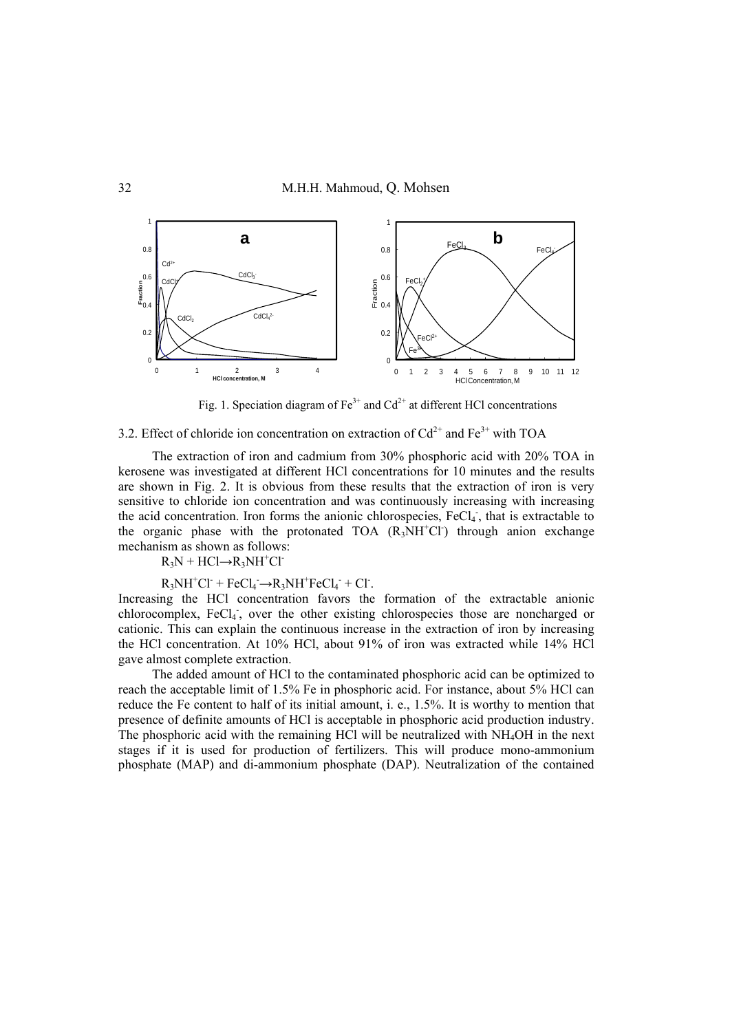Fig. 1. Speciation diagram of $Fe^{3+}$ and $Cd^{2+}$ at different HCl concentrations

### 3.2. Effect of chloride ion concentration on extraction of $Cd^{2+}$ and $Fe^{3+}$ with TOA

The extraction of iron and cadmium from 30% phosphoric acid with 20% TOA in kerosene was investigated at different HCl concentrations for 10 minutes and the results are shown in Fig. 2. It is obvious from these results that the extraction of iron is very sensitive to chloride ion concentration and was continuously increasing with increasing the acid concentration. Iron forms the anionic chlorospecies, $FeCl_4^-$, that is extractable to the organic phase with the protonated TOA ($R_3NH^+Cl^-$) through anion exchange mechanism as shown as follows:

$$R_3N + HCl \rightarrow R_3NH^+Cl^-$$

$$R_3NH^+Cl^- + FeCl_4^- \rightarrow R_3NH^+FeCl_4^- + Cl^-.$$

Increasing the HCl concentration favors the formation of the extractable anionic chlorocomplex, $FeCl_4^-$, over the other existing chlorospecies those are noncharged or cationic. This can explain the continuous increase in the extraction of iron by increasing the HCl concentration. At 10% HCl, about 91% of iron was extracted while 14% HCl gave almost complete extraction.

The added amount of HCl to the contaminated phosphoric acid can be optimized to reach the acceptable limit of 1.5% Fe in phosphoric acid. For instance, about 5% HCl can reduce the Fe content to half of its initial amount, i. e., 1.5%. It is worthy to mention that presence of definite amounts of HCl is acceptable in phosphoric acid production industry. The phosphoric acid with the remaining HCl will be neutralized with $NH_4OH$ in the next stages if it is used for production of fertilizers. This will produce mono-ammonium phosphate (MAP) and di-ammonium phosphate (DAP). Neutralization of the contained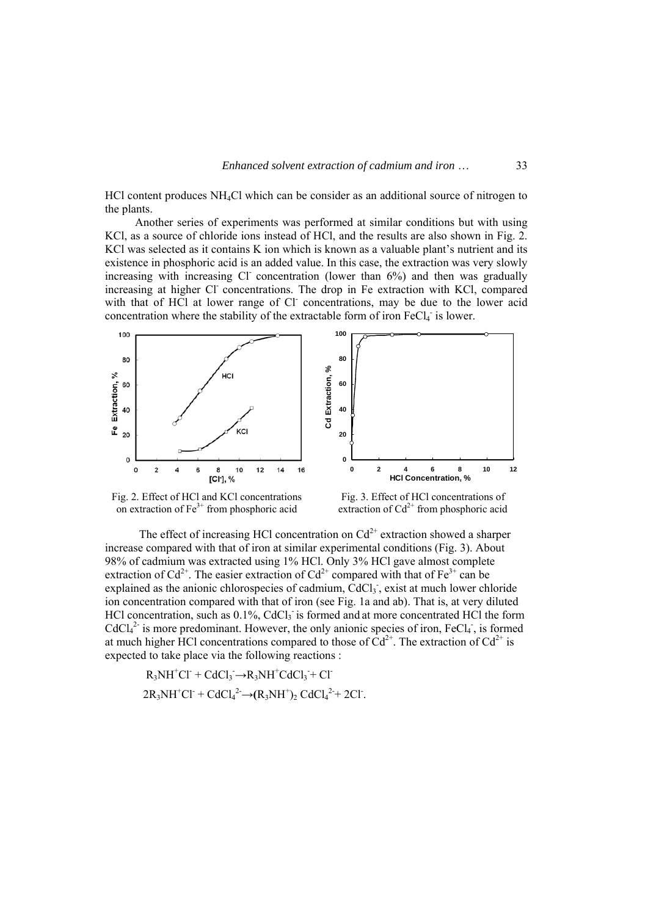HCl content produces $NH_4Cl$ which can be consider as an additional source of nitrogen to the plants.

Another series of experiments was performed at similar conditions but with using KCl, as a source of chloride ions instead of HCl, and the results are also shown in Fig. 2. KCl was selected as it contains K ion which is known as a valuable plant's nutrient and its existence in phosphoric acid is an added value. In this case, the extraction was very slowly increasing with increasing $Cl^-$ concentration (lower than 6%) and then was gradually increasing at higher $Cl^-$ concentrations. The drop in Fe extraction with KCl, compared with that of HCl at lower range of $Cl^-$ concentrations, may be due to the lower acid concentration where the stability of the extractable form of iron $FeCl_4^-$ is lower.

Fig. 2. Effect of HCl and KCl concentrations on extraction of $Fe^{3+}$ from phosphoric acid

Fig. 3. Effect of HCl concentrations of extraction of $Cd^{2+}$ from phosphoric acid

The effect of increasing HCl concentration on $Cd^{2+}$ extraction showed a sharper increase compared with that of iron at similar experimental conditions (Fig. 3). About 98% of cadmium was extracted using 1% HCl. Only 3% HCl gave almost complete extraction of $Cd^{2+}$. The easier extraction of $Cd^{2+}$ compared with that of $Fe^{3+}$ can be explained as the anionic chlorospecies of cadmium, $CdCl_3^-$, exist at much lower chloride ion concentration compared with that of iron (see Fig. 1a and ab). That is, at very diluted HCl concentration, such as 0.1%, $CdCl_3^-$ is formed and at more concentrated HCl the form $CdCl_4^{2-}$ is more predominant. However, the only anionic species of iron, $FeCl_4^-$, is formed at much higher HCl concentrations compared to those of $Cd^{2+}$. The extraction of $Cd^{2+}$ is expected to take place via the following reactions :

$$R_3NH^+Cl^- + CdCl_3^- \rightarrow R_3NH^+CdCl_3^- + Cl^-$$

$$2R_3NH^+Cl^- + CdCl_4^{2-} \rightarrow (R_3NH^+)_2\,CdCl_4^{2-} + 2Cl^-.$$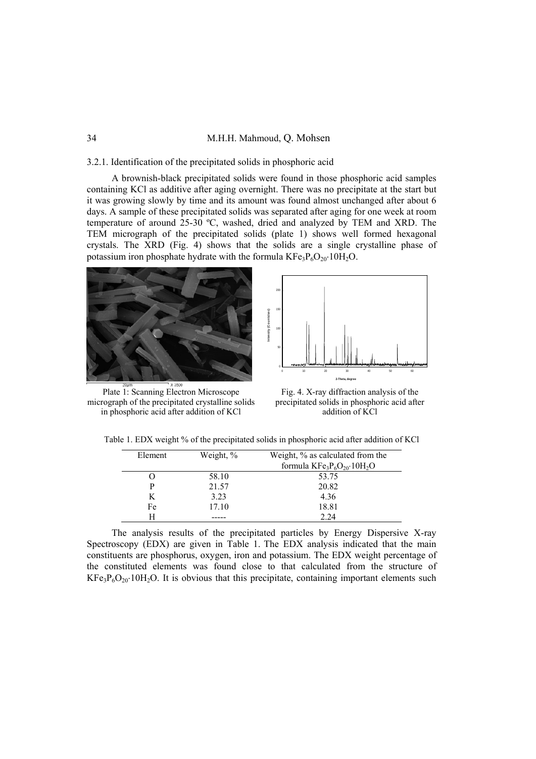### 3.2.1. Identification of the precipitated solids in phosphoric acid

A brownish-black precipitated solids were found in those phosphoric acid samples containing KCl as additive after aging overnight. There was no precipitate at the start but it was growing slowly by time and its amount was found almost unchanged after about 6 days. A sample of these precipitated solids was separated after aging for one week at room temperature of around 25-30 ºC, washed, dried and analyzed by TEM and XRD. The TEM micrograph of the precipitated solids (plate 1) shows well formed hexagonal crystals. The XRD (Fig. 4) shows that the solids are a single crystalline phase of potassium iron phosphate hydrate with the formula $KFe_3P_6O_{20}{\cdot}10H_2O$.

Plate 1: Scanning Electron Microscope micrograph of the precipitated crystalline solids in phosphoric acid after addition of KCl

Fig. 4. X-ray diffraction analysis of the precipitated solids in phosphoric acid after addition of KCl

Table 1. EDX weight % of the precipitated solids in phosphoric acid after addition of KCl

| Element | Weight, % | Weight, % as calculated from the formula $KFe_3P_6O_{20}{\cdot}10H_2O$ |
|---|---|---|
| O | 58.10 | 53.75 |
| P | 21.57 | 20.82 |
| K | 3.23 | 4.36 |
| Fe | 17.10 | 18.81 |
| H | ----- | 2.24 |

The analysis results of the precipitated particles by Energy Dispersive X-ray Spectroscopy (EDX) are given in Table 1. The EDX analysis indicated that the main constituents are phosphorus, oxygen, iron and potassium. The EDX weight percentage of the constituted elements was found close to that calculated from the structure of $KFe_3P_6O_{20}{\cdot}10H_2O$. It is obvious that this precipitate, containing important elements such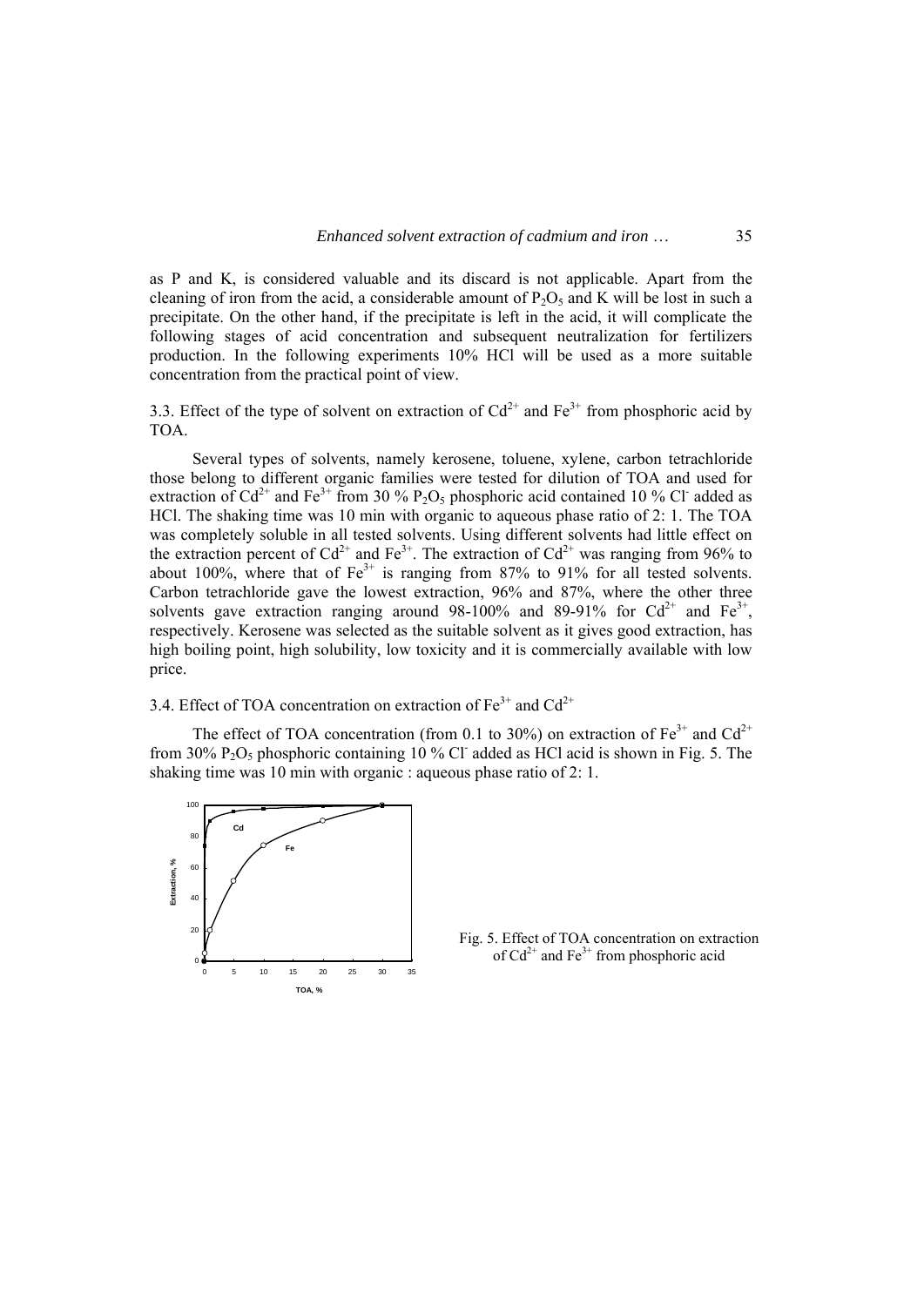as P and K, is considered valuable and its discard is not applicable. Apart from the cleaning of iron from the acid, a considerable amount of $P_2O_5$ and K will be lost in such a precipitate. On the other hand, if the precipitate is left in the acid, it will complicate the following stages of acid concentration and subsequent neutralization for fertilizers production. In the following experiments 10% HCl will be used as a more suitable concentration from the practical point of view.

### 3.3. Effect of the type of solvent on extraction of $Cd^{2+}$ and $Fe^{3+}$ from phosphoric acid by TOA.

Several types of solvents, namely kerosene, toluene, xylene, carbon tetrachloride those belong to different organic families were tested for dilution of TOA and used for extraction of $Cd^{2+}$ and $Fe^{3+}$ from 30 % $P_2O_5$ phosphoric acid contained 10 % $Cl^-$ added as HCl. The shaking time was 10 min with organic to aqueous phase ratio of 2: 1. The TOA was completely soluble in all tested solvents. Using different solvents had little effect on the extraction percent of $Cd^{2+}$ and $Fe^{3+}$. The extraction of $Cd^{2+}$ was ranging from 96% to about 100%, where that of $Fe^{3+}$ is ranging from 87% to 91% for all tested solvents. Carbon tetrachloride gave the lowest extraction, 96% and 87%, where the other three solvents gave extraction ranging around 98-100% and 89-91% for $Cd^{2+}$ and $Fe^{3+}$, respectively. Kerosene was selected as the suitable solvent as it gives good extraction, has high boiling point, high solubility, low toxicity and it is commercially available with low price.

### 3.4. Effect of TOA concentration on extraction of $Fe^{3+}$ and $Cd^{2+}$

The effect of TOA concentration (from 0.1 to 30%) on extraction of $Fe^{3+}$ and $Cd^{2+}$ from 30% $P_2O_5$ phosphoric containing 10 % $Cl^-$ added as HCl acid is shown in Fig. 5. The shaking time was 10 min with organic : aqueous phase ratio of 2: 1.

Fig. 5. Effect of TOA concentration on extraction of $Cd^{2+}$ and $Fe^{3+}$ from phosphoric acid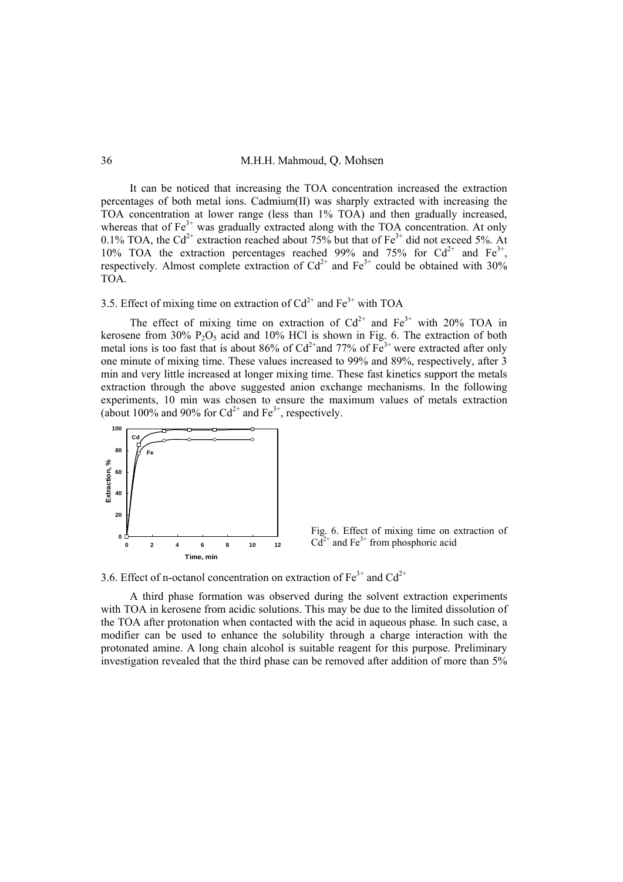It can be noticed that increasing the TOA concentration increased the extraction percentages of both metal ions. Cadmium(II) was sharply extracted with increasing the TOA concentration at lower range (less than 1% TOA) and then gradually increased, whereas that of $Fe^{3+}$ was gradually extracted along with the TOA concentration. At only 0.1% TOA, the $Cd^{2+}$ extraction reached about 75% but that of $Fe^{3+}$ did not exceed 5%. At 10% TOA the extraction percentages reached 99% and 75% for $Cd^{2+}$ and $Fe^{3+}$, respectively. Almost complete extraction of $Cd^{2+}$ and $Fe^{3+}$ could be obtained with 30% TOA.

### 3.5. Effect of mixing time on extraction of $Cd^{2+}$ and $Fe^{3+}$ with TOA

The effect of mixing time on extraction of $Cd^{2+}$ and $Fe^{3+}$ with 20% TOA in kerosene from 30% $P_2O_5$ acid and 10% HCl is shown in Fig. 6. The extraction of both metal ions is too fast that is about 86% of $Cd^{2+}$and 77% of $Fe^{3+}$ were extracted after only one minute of mixing time. These values increased to 99% and 89%, respectively, after 3 min and very little increased at longer mixing time. These fast kinetics support the metals extraction through the above suggested anion exchange mechanisms. In the following experiments, 10 min was chosen to ensure the maximum values of metals extraction (about 100% and 90% for $Cd^{2+}$ and $Fe^{3+}$, respectively.

Fig. 6. Effect of mixing time on extraction of $Cd^{2+}$ and $Fe^{3+}$ from phosphoric acid

### 3.6. Effect of n-octanol concentration on extraction of $Fe^{3+}$ and $Cd^{2+}$

A third phase formation was observed during the solvent extraction experiments with TOA in kerosene from acidic solutions. This may be due to the limited dissolution of the TOA after protonation when contacted with the acid in aqueous phase. In such case, a modifier can be used to enhance the solubility through a charge interaction with the protonated amine. A long chain alcohol is suitable reagent for this purpose. Preliminary investigation revealed that the third phase can be removed after addition of more than 5%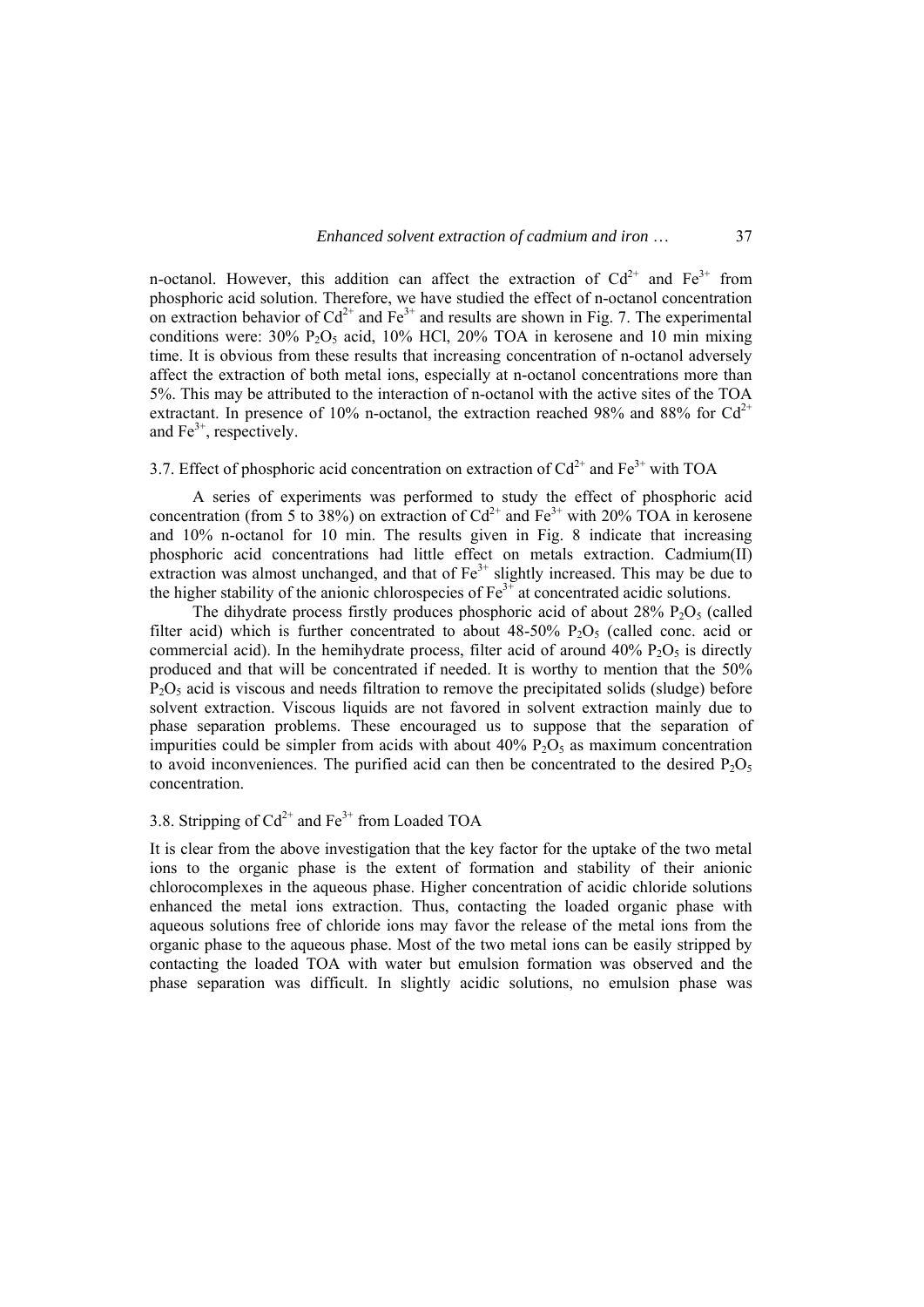n-octanol. However, this addition can affect the extraction of $Cd^{2+}$ and $Fe^{3+}$ from phosphoric acid solution. Therefore, we have studied the effect of n-octanol concentration on extraction behavior of $Cd^{2+}$ and $Fe^{3+}$ and results are shown in Fig. 7. The experimental conditions were: 30% $P_2O_5$ acid, 10% HCl, 20% TOA in kerosene and 10 min mixing time. It is obvious from these results that increasing concentration of n-octanol adversely affect the extraction of both metal ions, especially at n-octanol concentrations more than 5%. This may be attributed to the interaction of n-octanol with the active sites of the TOA extractant. In presence of 10% n-octanol, the extraction reached 98% and 88% for $Cd^{2+}$ and $Fe^{3+}$, respectively.

### 3.7. Effect of phosphoric acid concentration on extraction of $Cd^{2+}$ and $Fe^{3+}$ with TOA

A series of experiments was performed to study the effect of phosphoric acid concentration (from 5 to 38%) on extraction of $Cd^{2+}$ and $Fe^{3+}$ with 20% TOA in kerosene and 10% n-octanol for 10 min. The results given in Fig. 8 indicate that increasing phosphoric acid concentrations had little effect on metals extraction. Cadmium(II) extraction was almost unchanged, and that of $Fe^{3+}$ slightly increased. This may be due to the higher stability of the anionic chlorospecies of $Fe^{3+}$ at concentrated acidic solutions.

The dihydrate process firstly produces phosphoric acid of about 28% $P_2O_5$ (called filter acid) which is further concentrated to about 48-50% $P_2O_5$ (called conc. acid or commercial acid). In the hemihydrate process, filter acid of around 40% $P_2O_5$ is directly produced and that will be concentrated if needed. It is worthy to mention that the 50% $P_2O_5$ acid is viscous and needs filtration to remove the precipitated solids (sludge) before solvent extraction. Viscous liquids are not favored in solvent extraction mainly due to phase separation problems. These encouraged us to suppose that the separation of impurities could be simpler from acids with about 40% $P_2O_5$ as maximum concentration to avoid inconveniences. The purified acid can then be concentrated to the desired $P_2O_5$ concentration.

### 3.8. Stripping of $Cd^{2+}$ and $Fe^{3+}$ from Loaded TOA

It is clear from the above investigation that the key factor for the uptake of the two metal ions to the organic phase is the extent of formation and stability of their anionic chlorocomplexes in the aqueous phase. Higher concentration of acidic chloride solutions enhanced the metal ions extraction. Thus, contacting the loaded organic phase with aqueous solutions free of chloride ions may favor the release of the metal ions from the organic phase to the aqueous phase. Most of the two metal ions can be easily stripped by contacting the loaded TOA with water but emulsion formation was observed and the phase separation was difficult. In slightly acidic solutions, no emulsion phase was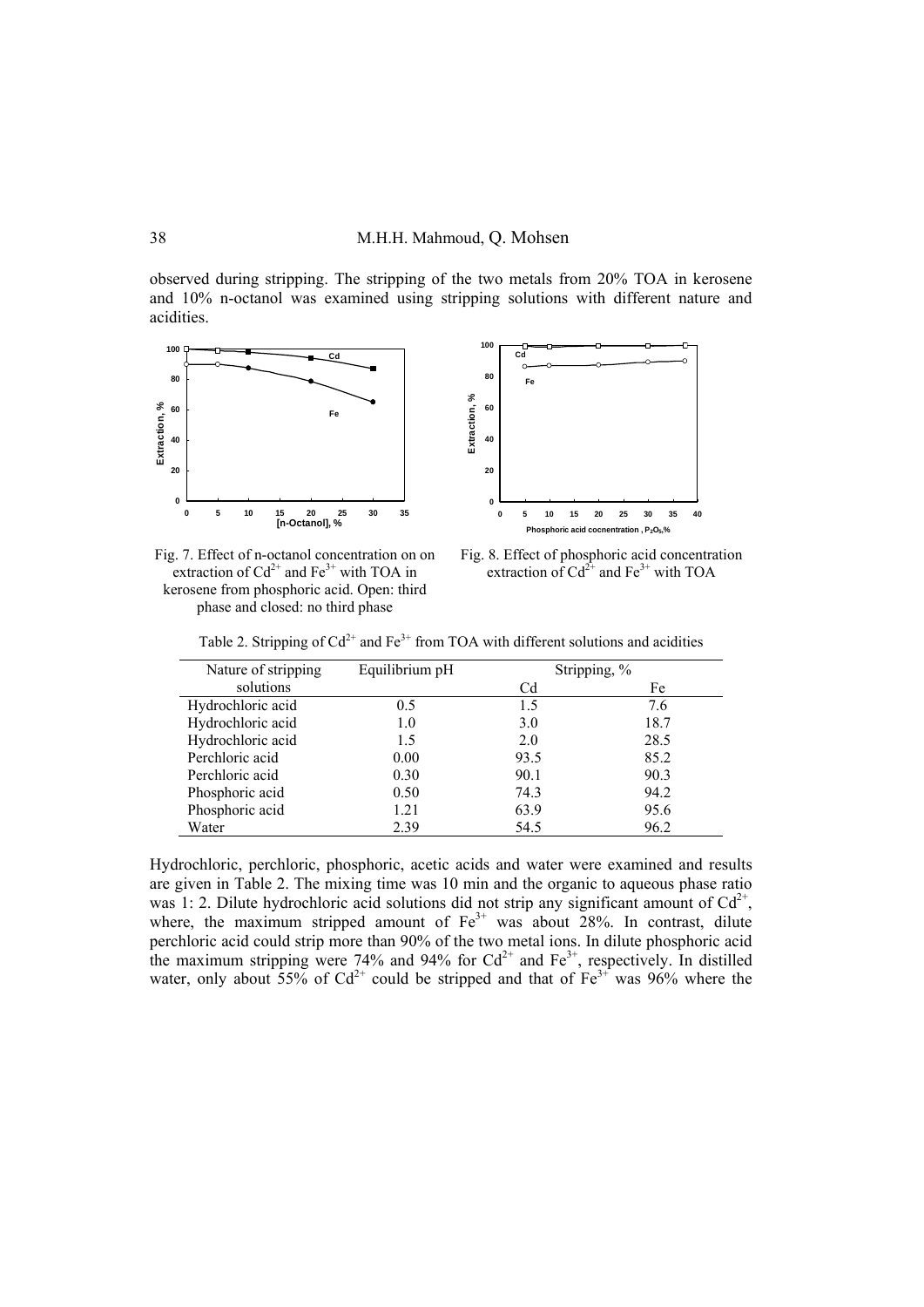observed during stripping. The stripping of the two metals from 20% TOA in kerosene and 10% n-octanol was examined using stripping solutions with different nature and acidities.

Fig. 7. Effect of n-octanol concentration on on extraction of $Cd^{2+}$ and $Fe^{3+}$ with TOA in kerosene from phosphoric acid. Open: third phase and closed: no third phase

Fig. 8. Effect of phosphoric acid concentration extraction of $Cd^{2+}$ and $Fe^{3+}$ with TOA

Table 2. Stripping of $Cd^{2+}$ and $Fe^{3+}$ from TOA with different solutions and acidities

| Nature of stripping solutions | Equilibrium pH | Stripping, % | |
|---|---|---|---|
| | | Cd | Fe |
| Hydrochloric acid | 0.5 | 1.5 | 7.6 |
| Hydrochloric acid | 1.0 | 3.0 | 18.7 |
| Hydrochloric acid | 1.5 | 2.0 | 28.5 |
| Perchloric acid | 0.00 | 93.5 | 85.2 |
| Perchloric acid | 0.30 | 90.1 | 90.3 |
| Phosphoric acid | 0.50 | 74.3 | 94.2 |
| Phosphoric acid | 1.21 | 63.9 | 95.6 |
| Water | 2.39 | 54.5 | 96.2 |

Hydrochloric, perchloric, phosphoric, acetic acids and water were examined and results are given in Table 2. The mixing time was 10 min and the organic to aqueous phase ratio was 1: 2. Dilute hydrochloric acid solutions did not strip any significant amount of $Cd^{2+}$, where, the maximum stripped amount of $Fe^{3+}$ was about 28%. In contrast, dilute perchloric acid could strip more than 90% of the two metal ions. In dilute phosphoric acid the maximum stripping were 74% and 94% for $Cd^{2+}$ and $Fe^{3+}$, respectively. In distilled water, only about 55% of $Cd^{2+}$ could be stripped and that of $Fe^{3+}$ was 96% where the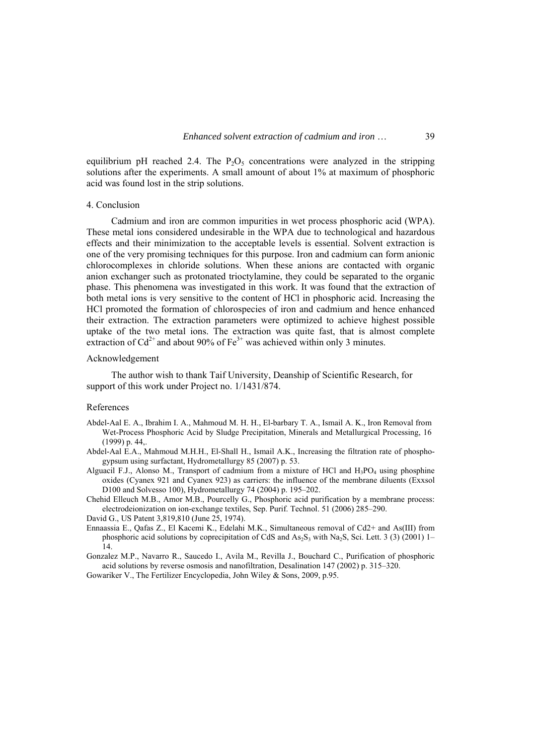equilibrium pH reached 2.4. The $P_2O_5$ concentrations were analyzed in the stripping solutions after the experiments. A small amount of about 1% at maximum of phosphoric acid was found lost in the strip solutions.

## 4. Conclusion

Cadmium and iron are common impurities in wet process phosphoric acid (WPA). These metal ions considered undesirable in the WPA due to technological and hazardous effects and their minimization to the acceptable levels is essential. Solvent extraction is one of the very promising techniques for this purpose. Iron and cadmium can form anionic chlorocomplexes in chloride solutions. When these anions are contacted with organic anion exchanger such as protonated trioctylamine, they could be separated to the organic phase. This phenomena was investigated in this work. It was found that the extraction of both metal ions is very sensitive to the content of HCl in phosphoric acid. Increasing the HCl promoted the formation of chlorospecies of iron and cadmium and hence enhanced their extraction. The extraction parameters were optimized to achieve highest possible uptake of the two metal ions. The extraction was quite fast, that is almost complete extraction of $Cd^{2+}$ and about 90% of $Fe^{3+}$ was achieved within only 3 minutes.

## Acknowledgement

The author wish to thank Taif University, Deanship of Scientific Research, for support of this work under Project no. 1/1431/874.

## References

Abdel-Aal E. A., Ibrahim I. A., Mahmoud M. H. H., El-barbary T. A., Ismail A. K., Iron Removal from Wet-Process Phosphoric Acid by Sludge Precipitation, Minerals and Metallurgical Processing, 16 (1999) p. 44,.

Abdel-Aal E.A., Mahmoud M.H.H., El-Shall H., Ismail A.K., Increasing the filtration rate of phosphogypsum using surfactant, Hydrometallurgy 85 (2007) p. 53.

Alguacil F.J., Alonso M., Transport of cadmium from a mixture of HCl and $H_3PO_4$ using phosphine oxides (Cyanex 921 and Cyanex 923) as carriers: the influence of the membrane diluents (Exxsol D100 and Solvesso 100), Hydrometallurgy 74 (2004) p. 195–202.

Chehid Elleuch M.B., Amor M.B., Pourcelly G., Phosphoric acid purification by a membrane process: electrodeionization on ion-exchange textiles, Sep. Purif. Technol. 51 (2006) 285–290.

David G., US Patent 3,819,810 (June 25, 1974).

Ennaassia E., Qafas Z., El Kacemi K., Edelahi M.K., Simultaneous removal of Cd2+ and As(III) from phosphoric acid solutions by coprecipitation of CdS and $As_2S_3$ with $Na_2S$, Sci. Lett. 3 (3) (2001) 1–14.

Gonzalez M.P., Navarro R., Saucedo I., Avila M., Revilla J., Bouchard C., Purification of phosphoric acid solutions by reverse osmosis and nanofiltration, Desalination 147 (2002) p. 315–320.

Gowariker V., The Fertilizer Encyclopedia, John Wiley & Sons, 2009, p.95.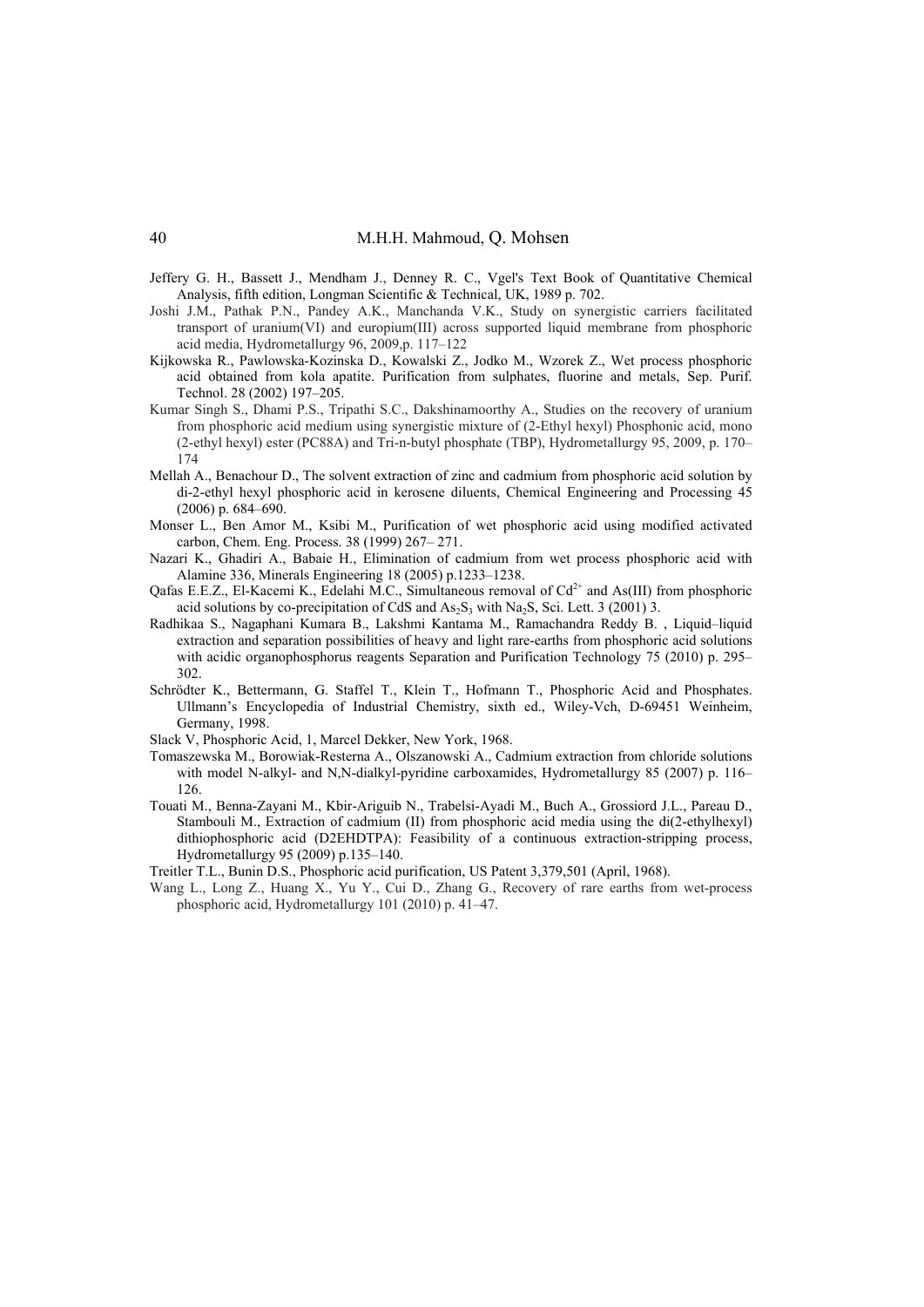Jeffery G. H., Bassett J., Mendham J., Denney R. C., Vgel's Text Book of Quantitative Chemical Analysis, fifth edition, Longman Scientific & Technical, UK, 1989 p. 702.

Joshi J.M., Pathak P.N., Pandey A.K., Manchanda V.K., Study on synergistic carriers facilitated transport of uranium(VI) and europium(III) across supported liquid membrane from phosphoric acid media, Hydrometallurgy 96, 2009,p. 117–122

Kijkowska R., Pawlowska-Kozinska D., Kowalski Z., Jodko M., Wzorek Z., Wet process phosphoric acid obtained from kola apatite. Purification from sulphates, fluorine and metals, Sep. Purif. Technol. 28 (2002) 197–205.

Kumar Singh S., Dhami P.S., Tripathi S.C., Dakshinamoorthy A., Studies on the recovery of uranium from phosphoric acid medium using synergistic mixture of (2-Ethyl hexyl) Phosphonic acid, mono (2-ethyl hexyl) ester (PC88A) and Tri-n-butyl phosphate (TBP), Hydrometallurgy 95, 2009, p. 170–174

Mellah A., Benachour D., The solvent extraction of zinc and cadmium from phosphoric acid solution by di-2-ethyl hexyl phosphoric acid in kerosene diluents, Chemical Engineering and Processing 45 (2006) p. 684–690.

Monser L., Ben Amor M., Ksibi M., Purification of wet phosphoric acid using modified activated carbon, Chem. Eng. Process. 38 (1999) 267– 271.

Nazari K., Ghadiri A., Babaie H., Elimination of cadmium from wet process phosphoric acid with Alamine 336, Minerals Engineering 18 (2005) p.1233–1238.

Qafas E.E.Z., El-Kacemi K., Edelahi M.C., Simultaneous removal of $Cd^{2+}$ and As(III) from phosphoric acid solutions by co-precipitation of CdS and $As_2S_3$ with $Na_2S$, Sci. Lett. 3 (2001) 3.

Radhikaa S., Nagaphani Kumara B., Lakshmi Kantama M., Ramachandra Reddy B. , Liquid–liquid extraction and separation possibilities of heavy and light rare-earths from phosphoric acid solutions with acidic organophosphorus reagents Separation and Purification Technology 75 (2010) p. 295–302.

Schrödter K., Bettermann, G. Staffel T., Klein T., Hofmann T., Phosphoric Acid and Phosphates. Ullmann's Encyclopedia of Industrial Chemistry, sixth ed., Wiley-Vch, D-69451 Weinheim, Germany, 1998.

Slack V, Phosphoric Acid, 1, Marcel Dekker, New York, 1968.

Tomaszewska M., Borowiak-Resterna A., Olszanowski A., Cadmium extraction from chloride solutions with model N-alkyl- and N,N-dialkyl-pyridine carboxamides, Hydrometallurgy 85 (2007) p. 116–126.

Touati M., Benna-Zayani M., Kbir-Ariguib N., Trabelsi-Ayadi M., Buch A., Grossiord J.L., Pareau D., Stambouli M., Extraction of cadmium (II) from phosphoric acid media using the di(2-ethylhexyl) dithiophosphoric acid (D2EHDTPA): Feasibility of a continuous extraction-stripping process, Hydrometallurgy 95 (2009) p.135–140.

Treitler T.L., Bunin D.S., Phosphoric acid purification, US Patent 3,379,501 (April, 1968).

Wang L., Long Z., Huang X., Yu Y., Cui D., Zhang G., Recovery of rare earths from wet-process phosphoric acid, Hydrometallurgy 101 (2010) p. 41–47.